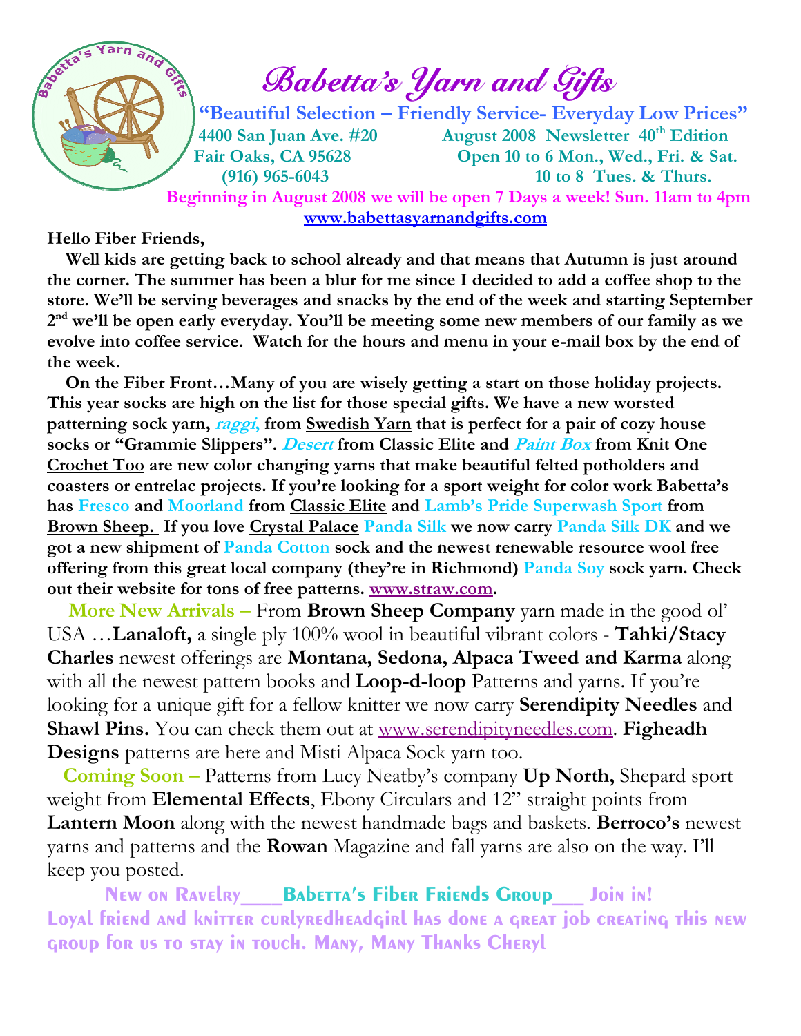# Babetta's Yarn and Gifts

**"Beautiful Selection – Friendly Service- Everyday Low Prices"**

**4400 San Juan Ave. #20**
**Fair Oaks, CA 95628**
**(916) 965-6043**

**August 2008 Newsletter 40th Edition**
**Open 10 to 6 Mon., Wed., Fri. & Sat.**
**10 to 8 Tues. & Thurs.**

**Beginning in August 2008 we will be open 7 Days a week! Sun. 11am to 4pm**

**www.babettasyarnandgifts.com**

**Hello Fiber Friends,**

**Well kids are getting back to school already and that means that Autumn is just around the corner. The summer has been a blur for me since I decided to add a coffee shop to the store. We'll be serving beverages and snacks by the end of the week and starting September 2nd we'll be open early everyday. You'll be meeting some new members of our family as we evolve into coffee service. Watch for the hours and menu in your e-mail box by the end of the week.**

**On the Fiber Front…Many of you are wisely getting a start on those holiday projects. This year socks are high on the list for those special gifts. We have a new worsted patterning sock yarn, *raggi,* from Swedish Yarn that is perfect for a pair of cozy house socks or "Grammie Slippers". *Desert* from Classic Elite and *Paint Box* from Knit One Crochet Too are new color changing yarns that make beautiful felted potholders and coasters or entrelac projects. If you're looking for a sport weight for color work Babetta's has Fresco and Moorland from Classic Elite and Lamb's Pride Superwash Sport from Brown Sheep. If you love Crystal Palace Panda Silk we now carry Panda Silk DK and we got a new shipment of Panda Cotton sock and the newest renewable resource wool free offering from this great local company (they're in Richmond) Panda Soy sock yarn. Check out their website for tons of free patterns. www.straw.com.**

**More New Arrivals –** From **Brown Sheep Company** yarn made in the good ol' USA …**Lanaloft,** a single ply 100% wool in beautiful vibrant colors - **Tahki/Stacy Charles** newest offerings are **Montana, Sedona, Alpaca Tweed and Karma** along with all the newest pattern books and **Loop-d-loop** Patterns and yarns. If you're looking for a unique gift for a fellow knitter we now carry **Serendipity Needles** and **Shawl Pins.** You can check them out at www.serendipityneedles.com. **Figheadh Designs** patterns are here and Misti Alpaca Sock yarn too.

**Coming Soon –** Patterns from Lucy Neatby's company **Up North,** Shepard sport weight from **Elemental Effects**, Ebony Circulars and 12" straight points from **Lantern Moon** along with the newest handmade bags and baskets. **Berroco's** newest yarns and patterns and the **Rowan** Magazine and fall yarns are also on the way. I'll keep you posted.

**New on Ravelry\_\_\_Babetta's Fiber Friends Group\_\_\_ Join in!**
**Loyal friend and knitter curlyredheadgirl has done a great job creating this new group for us to stay in touch. Many, Many Thanks Cheryl**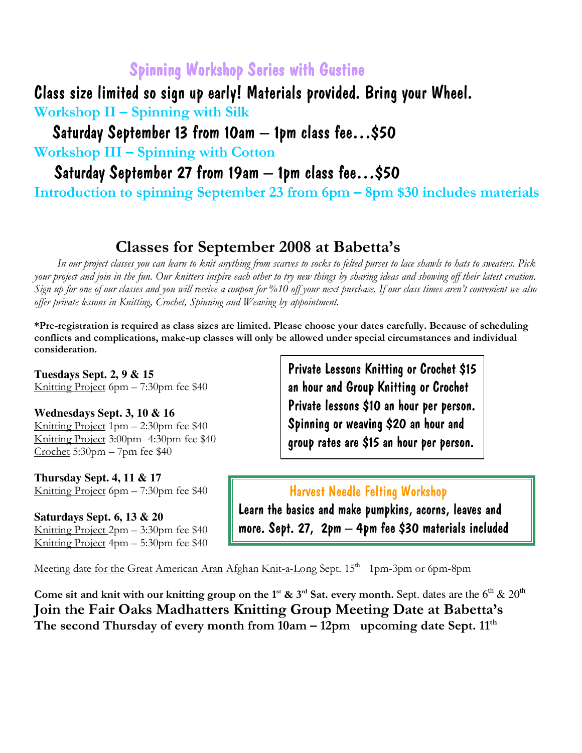## Spinning Workshop Series with Gustine

**Class size limited so sign up early! Materials provided. Bring your Wheel.**

**Workshop II – Spinning with Silk**

**Saturday September 13 from 10am – 1pm class fee…$50**

**Workshop III – Spinning with Cotton**

**Saturday September 27 from 19am – 1pm class fee…$50**

**Introduction to spinning September 23 from 6pm – 8pm $30 includes materials**

## Classes for September 2008 at Babetta's

*In our project classes you can learn to knit anything from scarves to socks to felted purses to lace shawls to hats to sweaters. Pick your project and join in the fun. Our knitters inspire each other to try new things by sharing ideas and showing off their latest creation. Sign up for one of our classes and you will receive a coupon for %10 off your next purchase. If our class times aren't convenient we also offer private lessons in Knitting, Crochet, Spinning and Weaving by appointment.*

**\*Pre-registration is required as class sizes are limited. Please choose your dates carefully. Because of scheduling conflicts and complications, make-up classes will only be allowed under special circumstances and individual consideration.**

**Tuesdays Sept. 2, 9 & 15**
Knitting Project 6pm – 7:30pm fee $40

**Wednesdays Sept. 3, 10 & 16**
Knitting Project 1pm – 2:30pm fee $40
Knitting Project 3:00pm- 4:30pm fee $40
Crochet 5:30pm – 7pm fee $40

**Thursday Sept. 4, 11 & 17**
Knitting Project 6pm – 7:30pm fee $40

**Saturdays Sept. 6, 13 & 20**
Knitting Project 2pm – 3:30pm fee $40
Knitting Project 4pm – 5:30pm fee $40

**Private Lessons Knitting or Crochet $15 an hour and Group Knitting or Crochet Private lessons $10 an hour per person. Spinning or weaving $20 an hour and group rates are $15 an hour per person.**

**Harvest Needle Felting Workshop**

**Learn the basics and make pumpkins, acorns, leaves and more. Sept. 27, 2pm – 4pm fee $30 materials included**

Meeting date for the Great American Aran Afghan Knit-a-Long Sept. 15th 1pm-3pm or 6pm-8pm

**Come sit and knit with our knitting group on the 1st & 3rd Sat. every month.** Sept. dates are the 6th & 20th

**Join the Fair Oaks Madhatters Knitting Group Meeting Date at Babetta's**
**The second Thursday of every month from 10am – 12pm upcoming date Sept. 11th**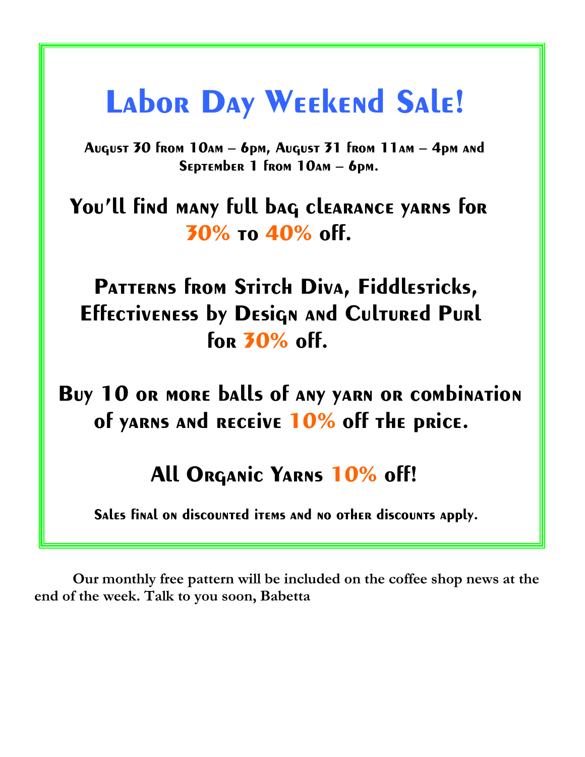# Labor Day Weekend Sale!

**August 30 from 10am – 6pm, August 31 from 11am – 4pm and September 1 from 10am – 6pm.**

**You'll find many full bag clearance yarns for 30% to 40% off.**

**Patterns from Stitch Diva, Fiddlesticks, Effectiveness by Design and Cultured Purl for 30% off.**

**Buy 10 or more balls of any yarn or combination of yarns and receive 10% off the price.**

**All Organic Yarns 10% off!**

**Sales final on discounted items and no other discounts apply.**

**Our monthly free pattern will be included on the coffee shop news at the end of the week. Talk to you soon, Babetta**